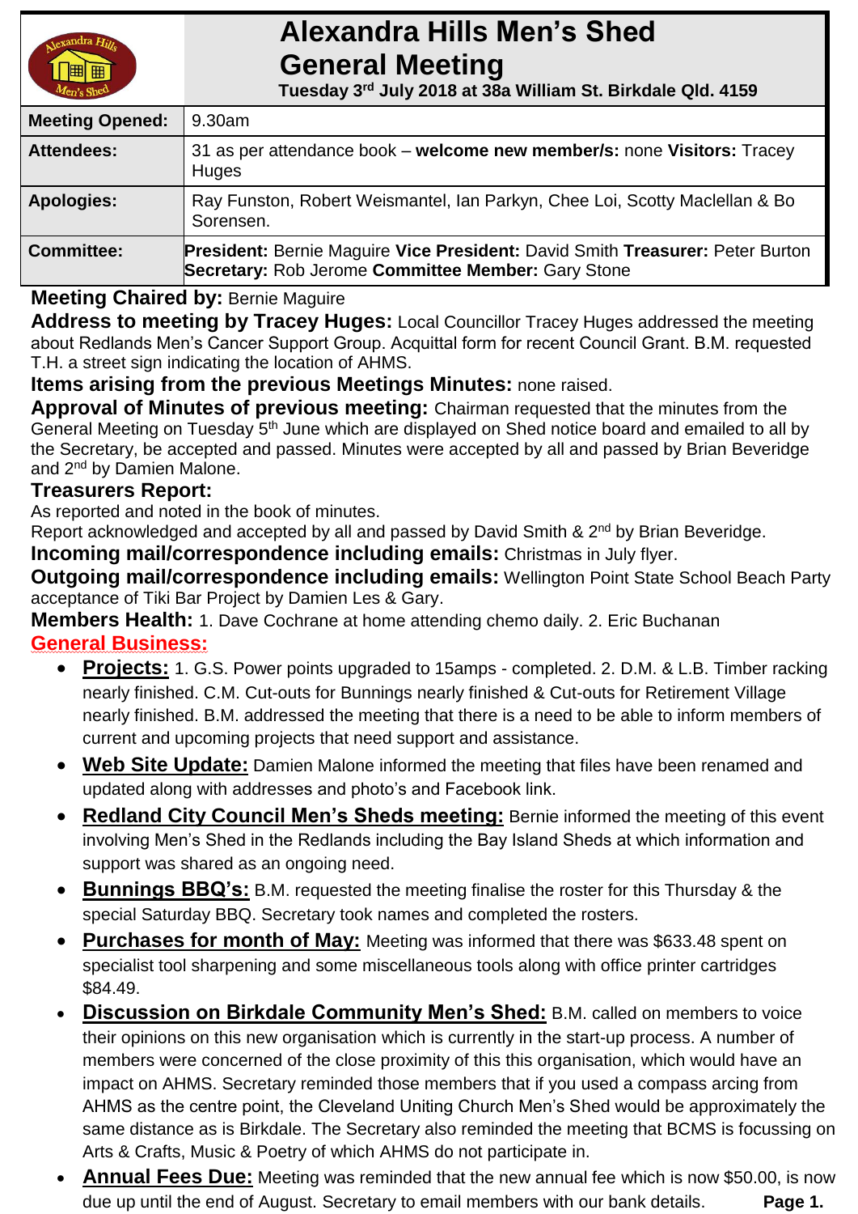# Alexandra Hills Men's Shed General Meeting

**Tuesday 3rd July 2018 at 38a William St. Birkdale Qld. 4159**

| | |
|---|---|
| **Meeting Opened:** | 9.30am |
| **Attendees:** | 31 as per attendance book – **welcome new member/s:** none **Visitors:** Tracey Huges |
| **Apologies:** | Ray Funston, Robert Weismantel, Ian Parkyn, Chee Loi, Scotty Maclellan & Bo Sorensen. |
| **Committee:** | **President:** Bernie Maguire **Vice President:** David Smith **Treasurer:** Peter Burton **Secretary:** Rob Jerome **Committee Member:** Gary Stone |

**Meeting Chaired by:** Bernie Maguire

**Address to meeting by Tracey Huges:** Local Councillor Tracey Huges addressed the meeting about Redlands Men's Cancer Support Group. Acquittal form for recent Council Grant. B.M. requested T.H. a street sign indicating the location of AHMS.

**Items arising from the previous Meetings Minutes:** none raised.

**Approval of Minutes of previous meeting:** Chairman requested that the minutes from the General Meeting on Tuesday 5th June which are displayed on Shed notice board and emailed to all by the Secretary, be accepted and passed. Minutes were accepted by all and passed by Brian Beveridge and 2nd by Damien Malone.

**Treasurers Report:**

As reported and noted in the book of minutes.

Report acknowledged and accepted by all and passed by David Smith & 2nd by Brian Beveridge.

**Incoming mail/correspondence including emails:** Christmas in July flyer.

**Outgoing mail/correspondence including emails:** Wellington Point State School Beach Party acceptance of Tiki Bar Project by Damien Les & Gary.

**Members Health:** 1. Dave Cochrane at home attending chemo daily. 2. Eric Buchanan

## General Business:

- **Projects:** 1. G.S. Power points upgraded to 15amps - completed. 2. D.M. & L.B. Timber racking nearly finished. C.M. Cut-outs for Bunnings nearly finished & Cut-outs for Retirement Village nearly finished. B.M. addressed the meeting that there is a need to be able to inform members of current and upcoming projects that need support and assistance.
- **Web Site Update:** Damien Malone informed the meeting that files have been renamed and updated along with addresses and photo's and Facebook link.
- **Redland City Council Men's Sheds meeting:** Bernie informed the meeting of this event involving Men's Shed in the Redlands including the Bay Island Sheds at which information and support was shared as an ongoing need.
- **Bunnings BBQ's:** B.M. requested the meeting finalise the roster for this Thursday & the special Saturday BBQ. Secretary took names and completed the rosters.
- **Purchases for month of May:** Meeting was informed that there was $633.48 spent on specialist tool sharpening and some miscellaneous tools along with office printer cartridges $84.49.
- **Discussion on Birkdale Community Men's Shed:** B.M. called on members to voice their opinions on this new organisation which is currently in the start-up process. A number of members were concerned of the close proximity of this this organisation, which would have an impact on AHMS. Secretary reminded those members that if you used a compass arcing from AHMS as the centre point, the Cleveland Uniting Church Men's Shed would be approximately the same distance as is Birkdale. The Secretary also reminded the meeting that BCMS is focussing on Arts & Crafts, Music & Poetry of which AHMS do not participate in.
- **Annual Fees Due:** Meeting was reminded that the new annual fee which is now $50.00, is now due up until the end of August. Secretary to email members with our bank details.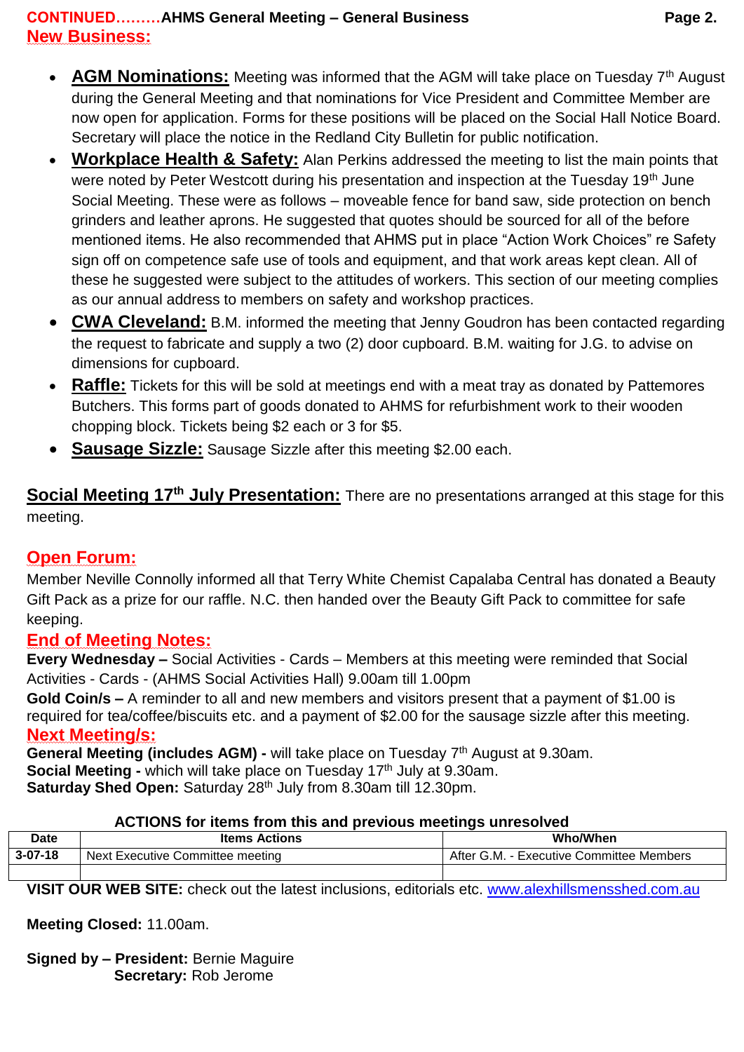**CONTINUED………AHMS General Meeting – General Business**

## New Business:

- **AGM Nominations:** Meeting was informed that the AGM will take place on Tuesday 7th August during the General Meeting and that nominations for Vice President and Committee Member are now open for application. Forms for these positions will be placed on the Social Hall Notice Board. Secretary will place the notice in the Redland City Bulletin for public notification.
- **Workplace Health & Safety:** Alan Perkins addressed the meeting to list the main points that were noted by Peter Westcott during his presentation and inspection at the Tuesday 19th June Social Meeting. These were as follows – moveable fence for band saw, side protection on bench grinders and leather aprons. He suggested that quotes should be sourced for all of the before mentioned items. He also recommended that AHMS put in place "Action Work Choices" re Safety sign off on competence safe use of tools and equipment, and that work areas kept clean. All of these he suggested were subject to the attitudes of workers. This section of our meeting complies as our annual address to members on safety and workshop practices.
- **CWA Cleveland:** B.M. informed the meeting that Jenny Goudron has been contacted regarding the request to fabricate and supply a two (2) door cupboard. B.M. waiting for J.G. to advise on dimensions for cupboard.
- **Raffle:** Tickets for this will be sold at meetings end with a meat tray as donated by Pattemores Butchers. This forms part of goods donated to AHMS for refurbishment work to their wooden chopping block. Tickets being $2 each or 3 for $5.
- **Sausage Sizzle:** Sausage Sizzle after this meeting $2.00 each.

**Social Meeting 17th July Presentation:** There are no presentations arranged at this stage for this meeting.

## Open Forum:

Member Neville Connolly informed all that Terry White Chemist Capalaba Central has donated a Beauty Gift Pack as a prize for our raffle. N.C. then handed over the Beauty Gift Pack to committee for safe keeping.

## End of Meeting Notes:

**Every Wednesday –** Social Activities - Cards – Members at this meeting were reminded that Social Activities - Cards - (AHMS Social Activities Hall) 9.00am till 1.00pm

**Gold Coin/s –** A reminder to all and new members and visitors present that a payment of $1.00 is required for tea/coffee/biscuits etc. and a payment of $2.00 for the sausage sizzle after this meeting.

## Next Meeting/s:

**General Meeting (includes AGM) -** will take place on Tuesday 7th August at 9.30am.
**Social Meeting -** which will take place on Tuesday 17th July at 9.30am.
**Saturday Shed Open:** Saturday 28th July from 8.30am till 12.30pm.

**ACTIONS for items from this and previous meetings unresolved**

| Date | Items Actions | Who/When |
|---|---|---|
| 3-07-18 | Next Executive Committee meeting | After G.M. - Executive Committee Members |
| | | |

**VISIT OUR WEB SITE:** check out the latest inclusions, editorials etc. www.alexhillsmensshed.com.au

**Meeting Closed:** 11.00am.

**Signed by – President:** Bernie Maguire
**Secretary:** Rob Jerome